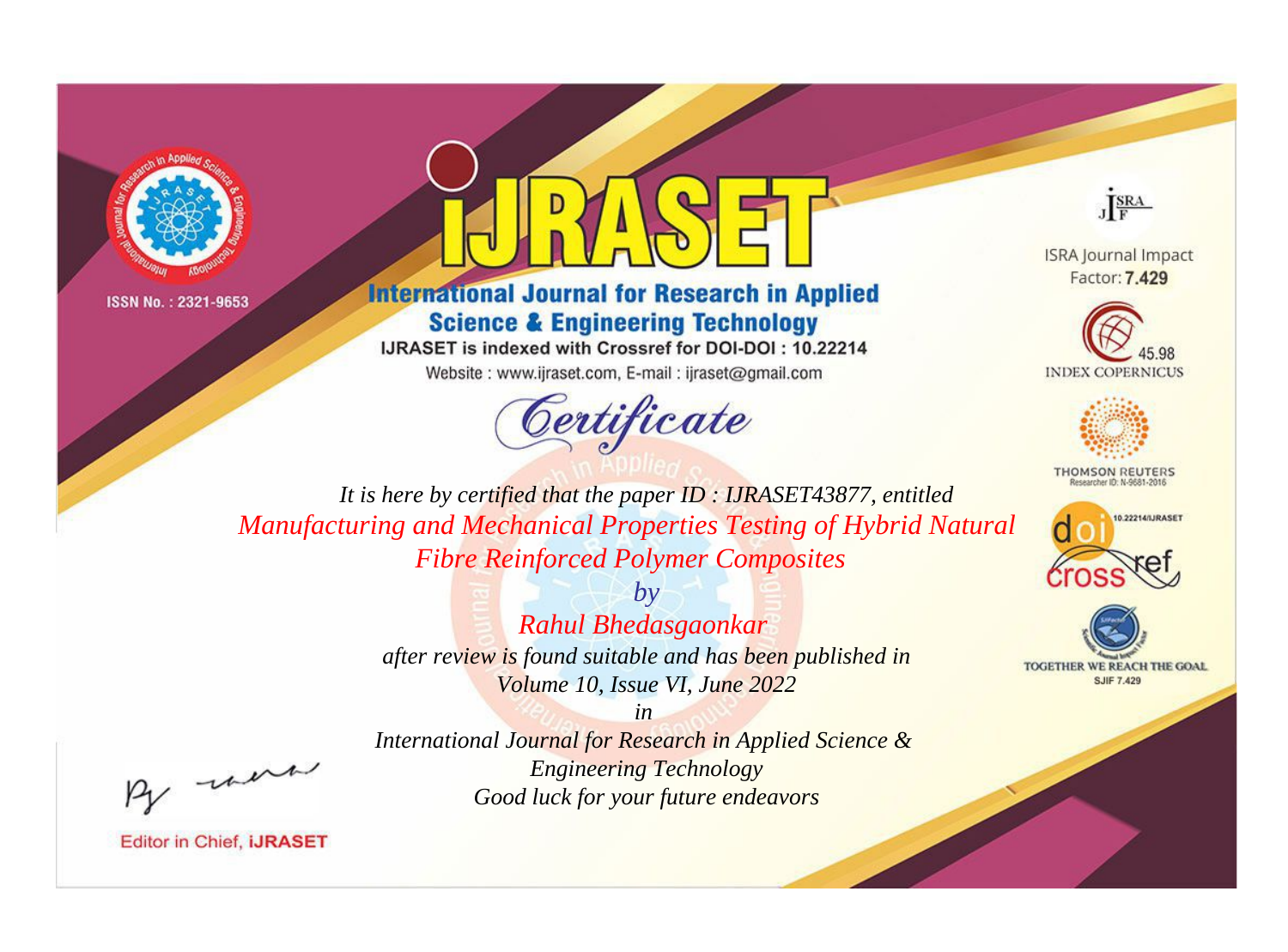ISSN No. : 2321-9653

# iJRASET

## International Journal for Research in Applied Science & Engineering Technology

IJRASET is indexed with Crossref for DOI-DOI : 10.22214

Website : www.ijraset.com, E-mail : ijraset@gmail.com

ISRA Journal Impact Factor: **7.429**

45.98 INDEX COPERNICUS

THOMSON REUTERS Researcher ID: N-9681-2016

10.22214/IJRASET

TOGETHER WE REACH THE GOAL SJIF 7.429

# *Certificate*

*It is here by certified that the paper ID : IJRASET43877, entitled*

*Manufacturing and Mechanical Properties Testing of Hybrid Natural Fibre Reinforced Polymer Composites*

*by*

*Rahul Bhedasgaonkar*

*after review is found suitable and has been published in*

*Volume 10, Issue VI, June 2022*

*in*

*International Journal for Research in Applied Science & Engineering Technology*

*Good luck for your future endeavors*

Editor in Chief, **iJRASET**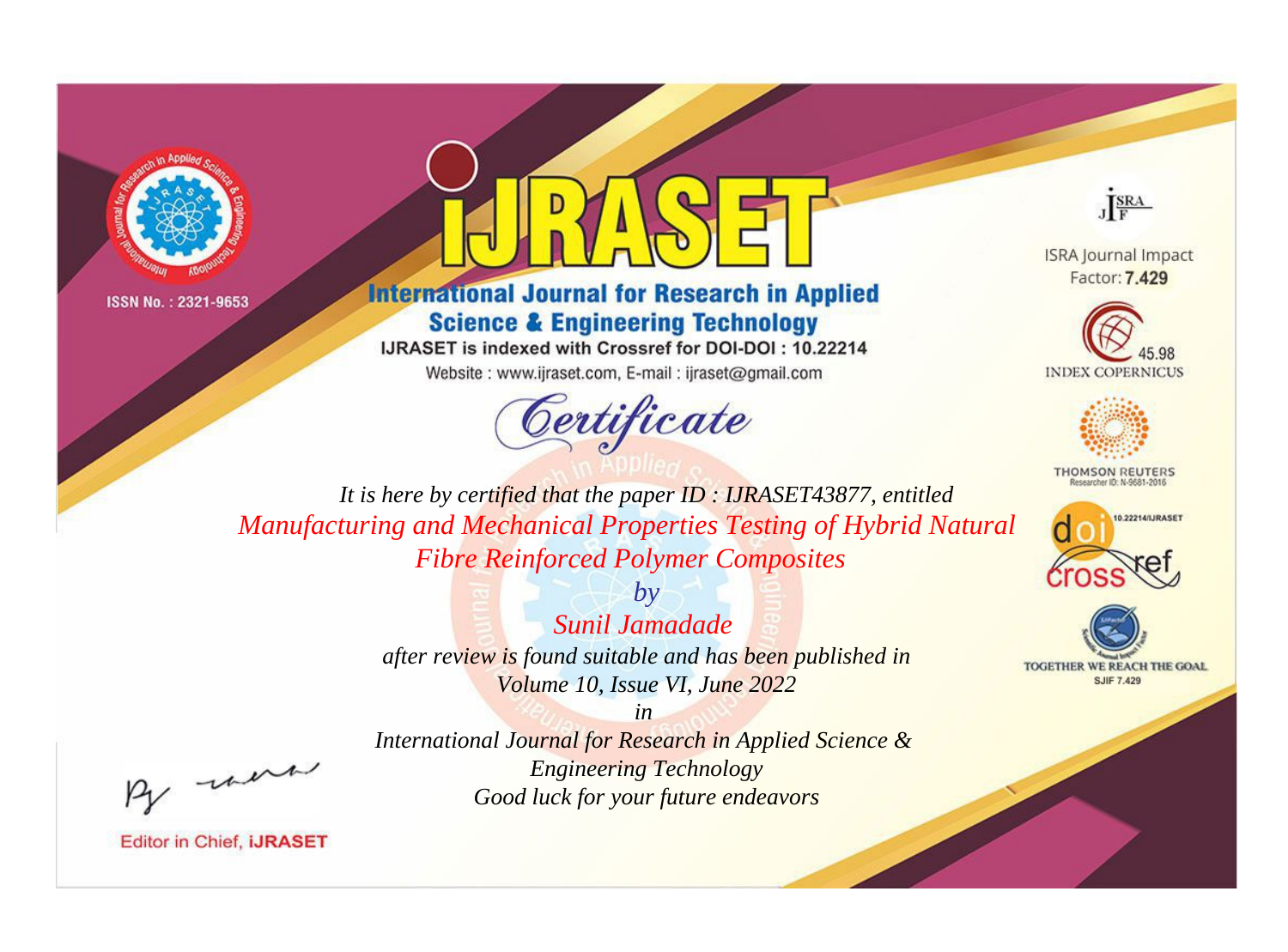ISSN No. : 2321-9653

# iJRASET

## International Journal for Research in Applied Science & Engineering Technology

IJRASET is indexed with Crossref for DOI-DOI : 10.22214

Website : www.ijraset.com, E-mail : ijraset@gmail.com

ISRA Journal Impact Factor: **7.429**

45.98 INDEX COPERNICUS

THOMSON REUTERS Researcher ID: N-9681-2016

10.22214/IJRASET

TOGETHER WE REACH THE GOAL SJIF 7.429

# *Certificate*

*It is here by certified that the paper ID : IJRASET43877, entitled*

*Manufacturing and Mechanical Properties Testing of Hybrid Natural Fibre Reinforced Polymer Composites*

*by*

*Sunil Jamadade*

*after review is found suitable and has been published in*

*Volume 10, Issue VI, June 2022*

*in*

*International Journal for Research in Applied Science & Engineering Technology*

*Good luck for your future endeavors*

Editor in Chief, **iJRASET**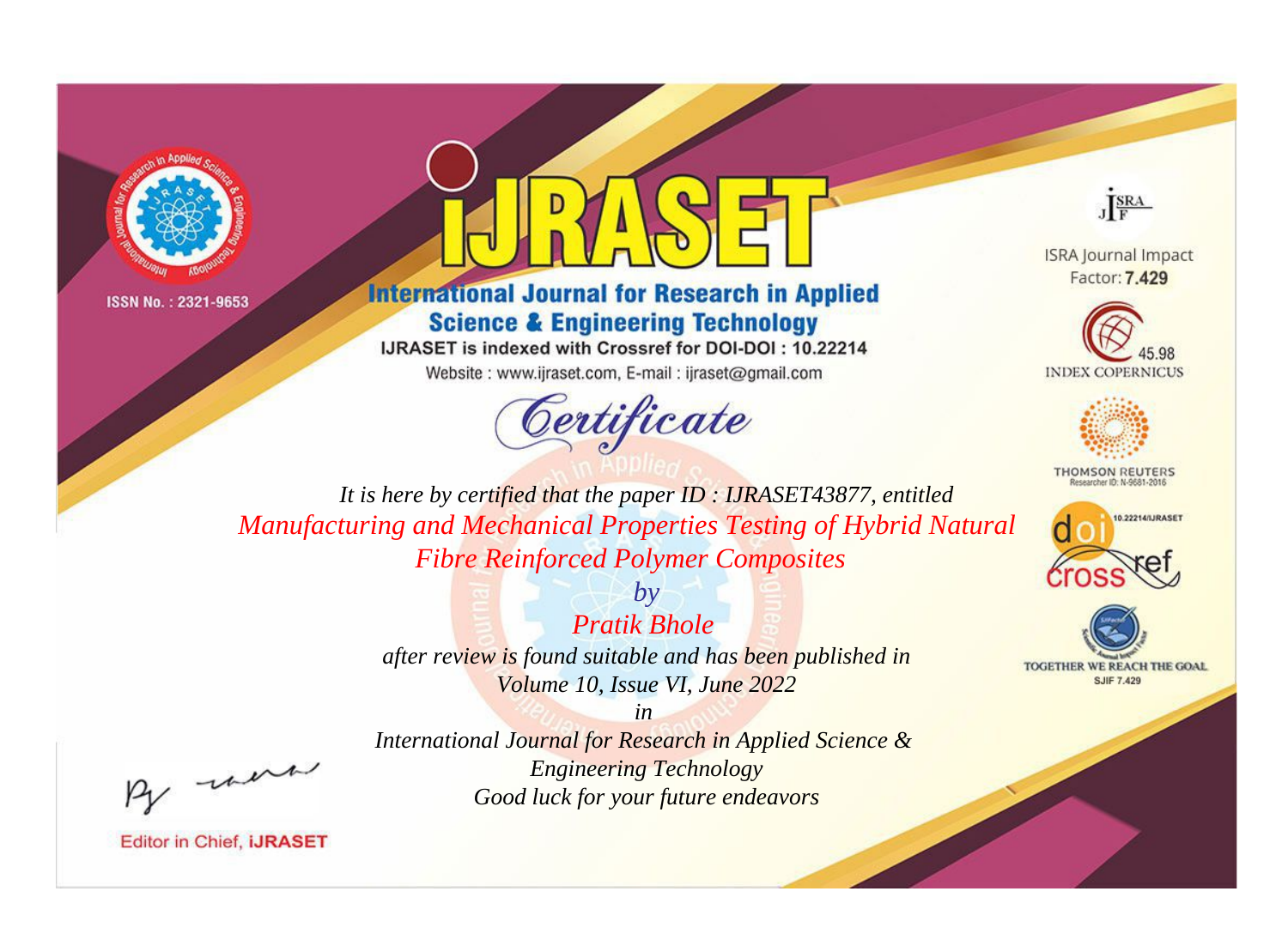ISSN No. : 2321-9653

# IJRASET

## International Journal for Research in Applied Science & Engineering Technology

IJRASET is indexed with Crossref for DOI-DOI : 10.22214

Website : www.ijraset.com, E-mail : ijraset@gmail.com

ISRA Journal Impact Factor: **7.429**

45.98 INDEX COPERNICUS

THOMSON REUTERS Researcher ID: N-9681-2016

10.22214/IJRASET

TOGETHER WE REACH THE GOAL SJIF 7.429

*Certificate*

*It is here by certified that the paper ID : IJRASET43877, entitled*

*Manufacturing and Mechanical Properties Testing of Hybrid Natural Fibre Reinforced Polymer Composites*

*by*

*Pratik Bhole*

*after review is found suitable and has been published in*

*Volume 10, Issue VI, June 2022*

*in*

*International Journal for Research in Applied Science & Engineering Technology*

*Good luck for your future endeavors*

Editor in Chief, **iJRASET**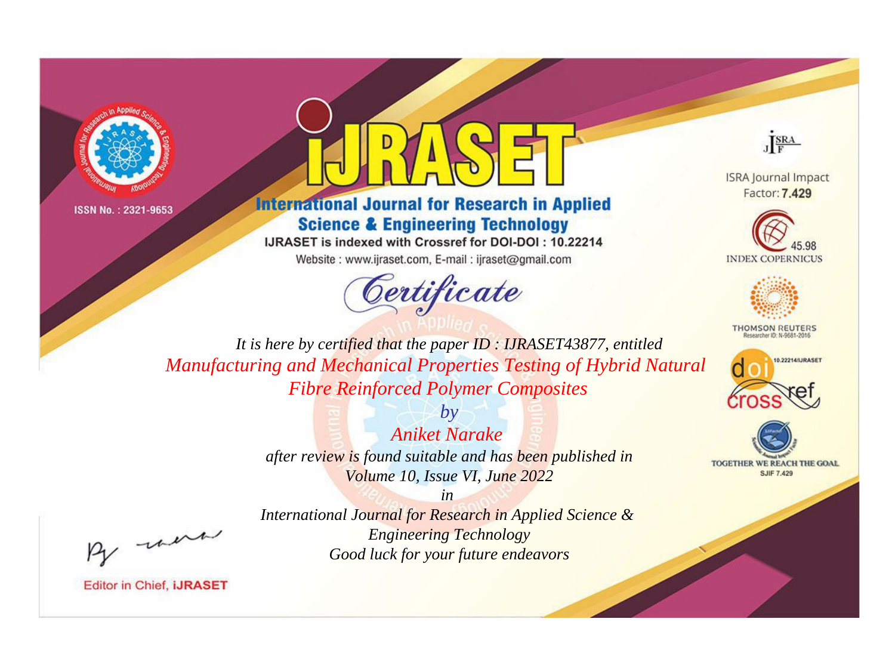ISSN No. : 2321-9653

# iJRASET

## International Journal for Research in Applied Science & Engineering Technology

IJRASET is indexed with Crossref for DOI-DOI : 10.22214

Website : www.ijraset.com, E-mail : ijraset@gmail.com

ISRA Journal Impact Factor: **7.429**

45.98 INDEX COPERNICUS

THOMSON REUTERS Researcher ID: N-9681-2016

10.22214/IJRASET

TOGETHER WE REACH THE GOAL SJIF 7.429

# *Certificate*

*It is here by certified that the paper ID : IJRASET43877, entitled*

*Manufacturing and Mechanical Properties Testing of Hybrid Natural Fibre Reinforced Polymer Composites*

*by*

*Aniket Narake*

*after review is found suitable and has been published in*

*Volume 10, Issue VI, June 2022*

*in*

*International Journal for Research in Applied Science & Engineering Technology*

*Good luck for your future endeavors*

Editor in Chief, **iJRASET**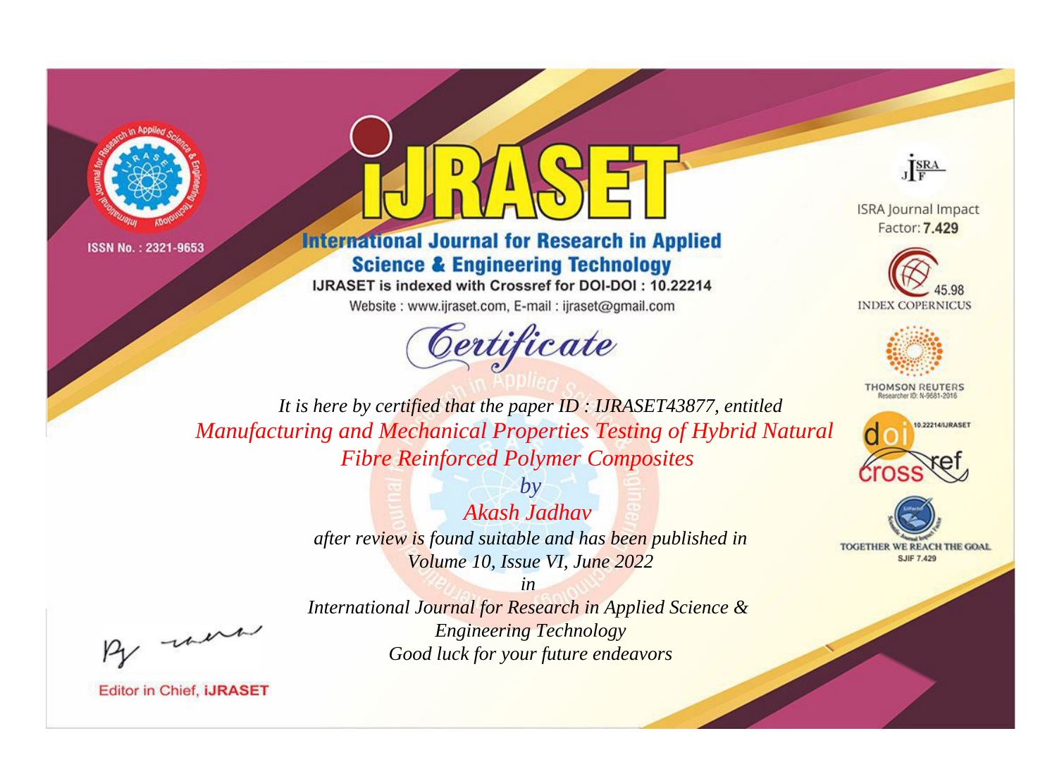ISSN No. : 2321-9653

# iJRASET

## International Journal for Research in Applied Science & Engineering Technology

IJRASET is indexed with Crossref for DOI-DOI : 10.22214

Website : www.ijraset.com, E-mail : ijraset@gmail.com

ISRA Journal Impact Factor: **7.429**

45.98 INDEX COPERNICUS

THOMSON REUTERS Researcher ID: N-9681-2016

10.22214/IJRASET

TOGETHER WE REACH THE GOAL SJIF 7.429

# *Certificate*

*It is here by certified that the paper ID : IJRASET43877, entitled*

*Manufacturing and Mechanical Properties Testing of Hybrid Natural Fibre Reinforced Polymer Composites*

*by*

*Akash Jadhav*

*after review is found suitable and has been published in Volume 10, Issue VI, June 2022*

*in*

*International Journal for Research in Applied Science & Engineering Technology*

*Good luck for your future endeavors*

Editor in Chief, **iJRASET**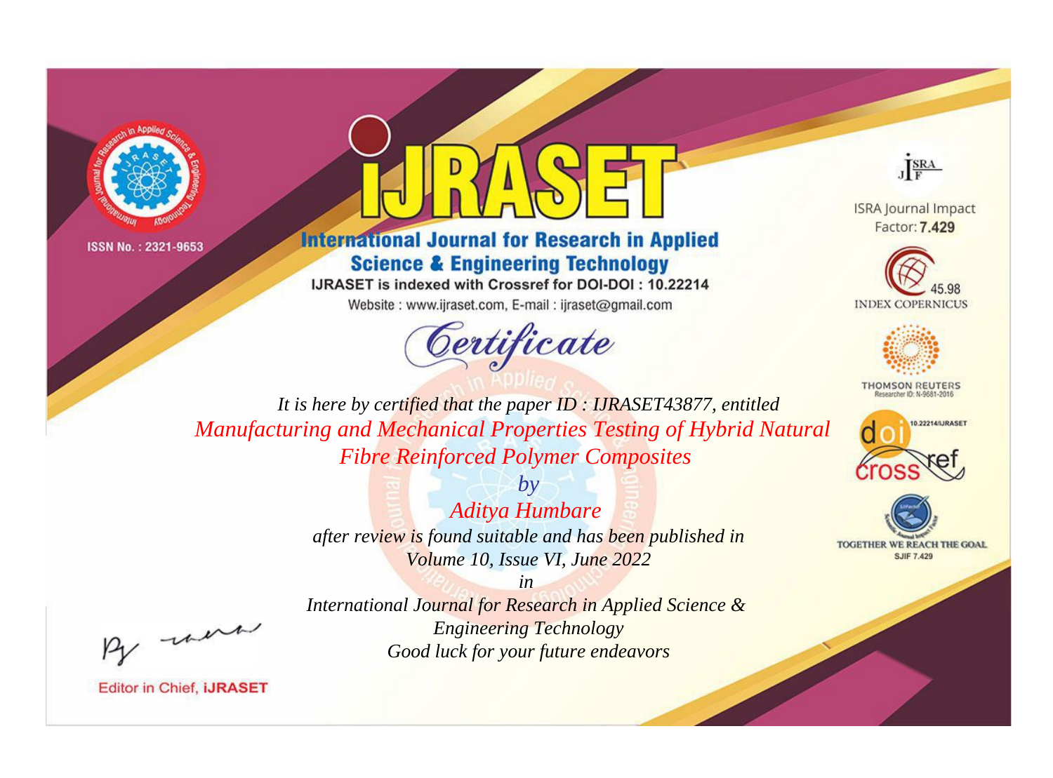ISSN No. : 2321-9653

# IJRASET

## International Journal for Research in Applied Science & Engineering Technology

IJRASET is indexed with Crossref for DOI-DOI : 10.22214

Website : www.ijraset.com, E-mail : ijraset@gmail.com

ISRA Journal Impact Factor: **7.429**

45.98 INDEX COPERNICUS

THOMSON REUTERS Researcher ID: N-9681-2016

10.22214/IJRASET

TOGETHER WE REACH THE GOAL SJIF 7.429

*Certificate*

*It is here by certified that the paper ID : IJRASET43877, entitled*

*Manufacturing and Mechanical Properties Testing of Hybrid Natural Fibre Reinforced Polymer Composites*

*by*

*Aditya Humbare*

*after review is found suitable and has been published in*

*Volume 10, Issue VI, June 2022*

*in*

*International Journal for Research in Applied Science & Engineering Technology*

*Good luck for your future endeavors*

Editor in Chief, **iJRASET**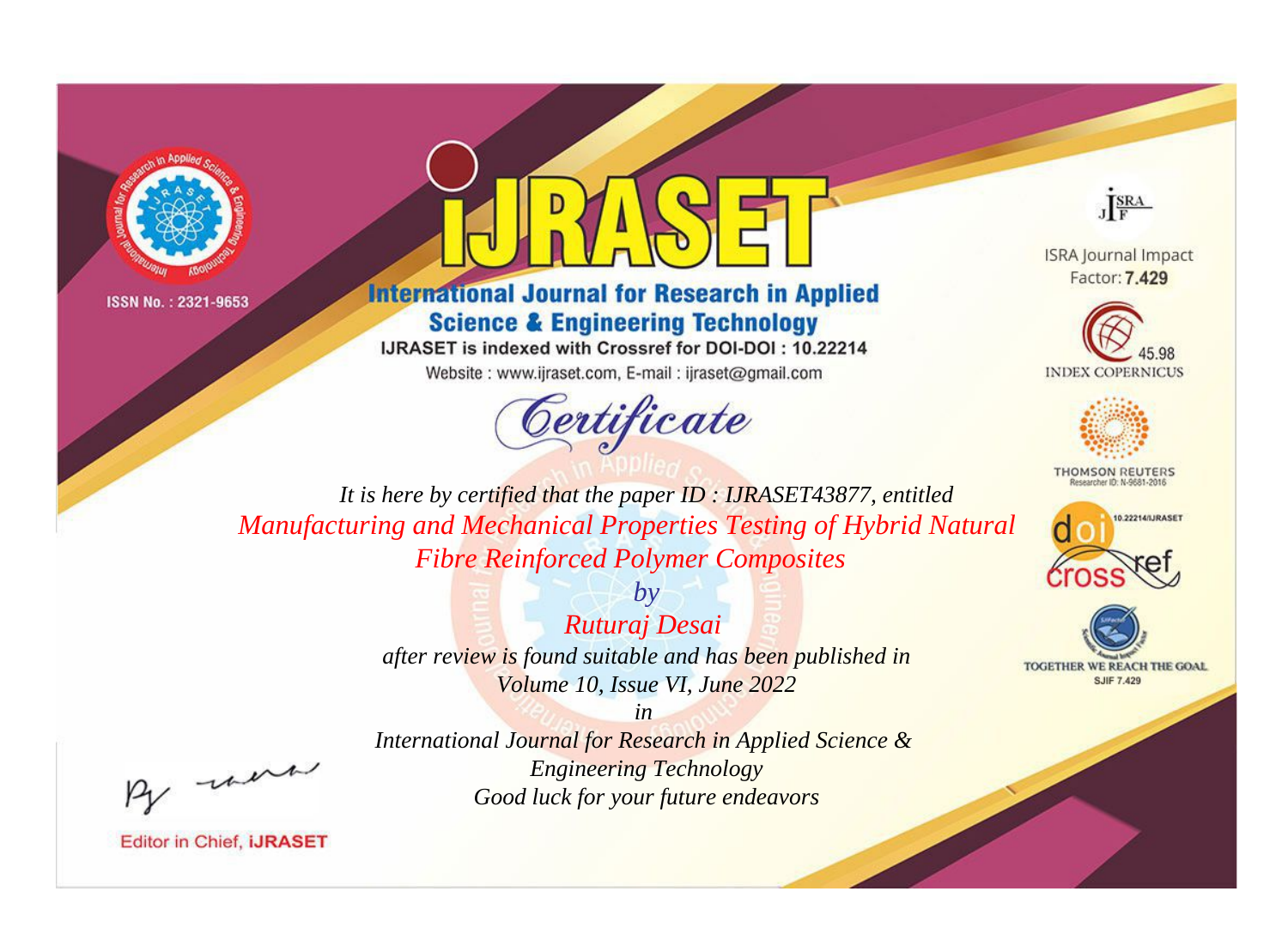ISSN No. : 2321-9653

# IJRASET

## International Journal for Research in Applied Science & Engineering Technology

IJRASET is indexed with Crossref for DOI-DOI : 10.22214

Website : www.ijraset.com, E-mail : ijraset@gmail.com

*Certificate*

*It is here by certified that the paper ID : IJRASET43877, entitled*

*Manufacturing and Mechanical Properties Testing of Hybrid Natural Fibre Reinforced Polymer Composites*

*by*

*Ruturaj Desai*

*after review is found suitable and has been published in*

*Volume 10, Issue VI, June 2022*

*in*

*International Journal for Research in Applied Science & Engineering Technology*

*Good luck for your future endeavors*

ISRA Journal Impact Factor: **7.429**

45.98 INDEX COPERNICUS

THOMSON REUTERS Researcher ID: N-9681-2016

10.22214/IJRASET

TOGETHER WE REACH THE GOAL SJIF 7.429

Editor in Chief, **iJRASET**